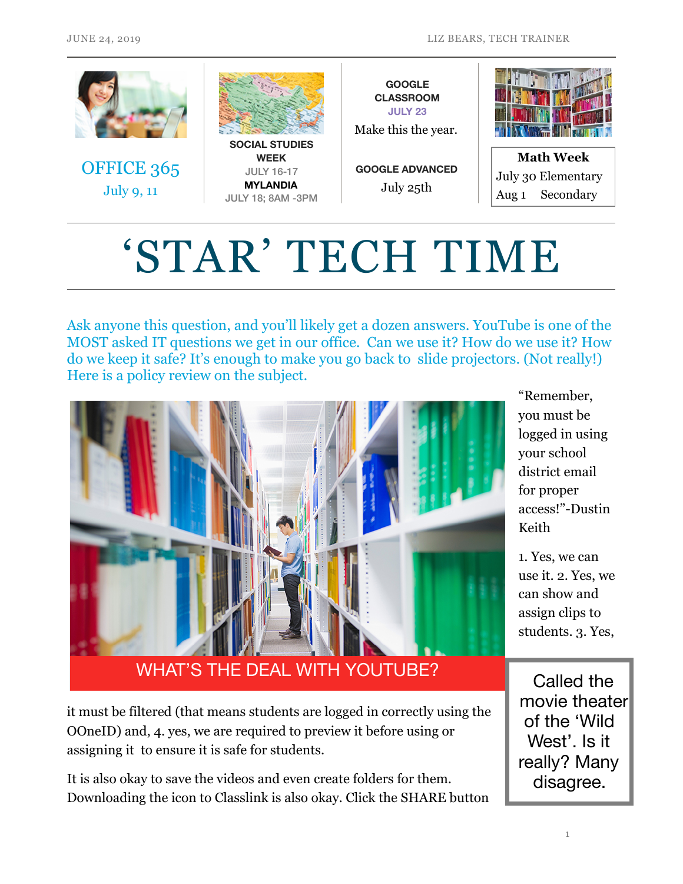OFFICE 365
July 9, 11

SOCIAL STUDIES WEEK
JULY 16-17
**MYLANDIA**
JULY 18; 8AM -3PM

GOOGLE CLASSROOM
JULY 23
Make this the year.

GOOGLE ADVANCED
July 25th

**Math Week**
July 30 Elementary
Aug 1 Secondary

# 'STAR' TECH TIME

Ask anyone this question, and you'll likely get a dozen answers. YouTube is one of the MOST asked IT questions we get in our office. Can we use it? How do we use it? How do we keep it safe? It's enough to make you go back to slide projectors. (Not really!) Here is a policy review on the subject.

## WHAT'S THE DEAL WITH YOUTUBE?

"Remember, you must be logged in using your school district email for proper access!"-Dustin Keith

1. Yes, we can use it. 2. Yes, we can show and assign clips to students. 3. Yes, it must be filtered (that means students are logged in correctly using the OOneID) and, 4. yes, we are required to preview it before using or assigning it to ensure it is safe for students.

It is also okay to save the videos and even create folders for them. Downloading the icon to Classlink is also okay. Click the SHARE button

Called the movie theater of the 'Wild West'. Is it really? Many disagree.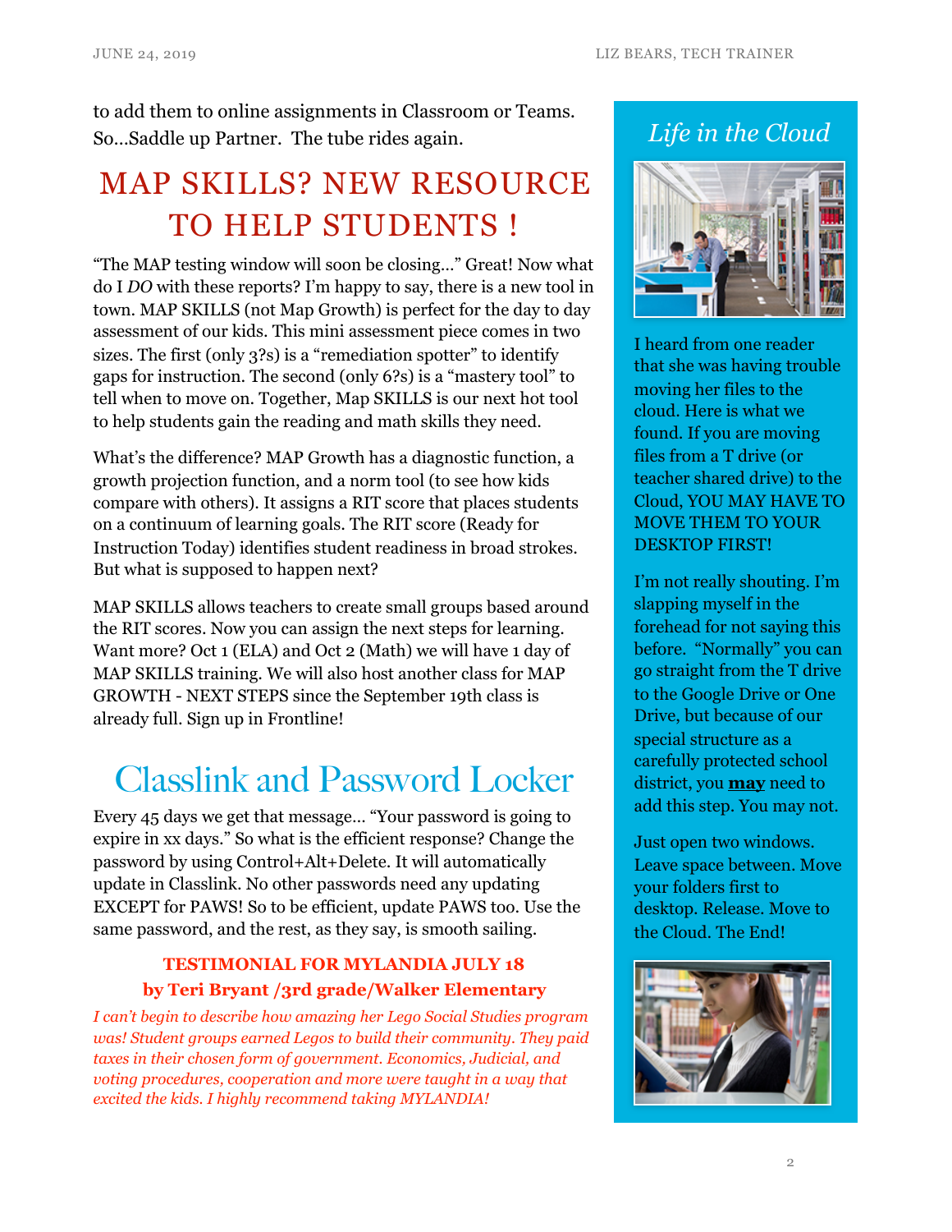to add them to online assignments in Classroom or Teams. So…Saddle up Partner. The tube rides again.

# MAP SKILLS? NEW RESOURCE TO HELP STUDENTS !

"The MAP testing window will soon be closing…" Great! Now what do I *DO* with these reports? I'm happy to say, there is a new tool in town. MAP SKILLS (not Map Growth) is perfect for the day to day assessment of our kids. This mini assessment piece comes in two sizes. The first (only 3?s) is a "remediation spotter" to identify gaps for instruction. The second (only 6?s) is a "mastery tool" to tell when to move on. Together, Map SKILLS is our next hot tool to help students gain the reading and math skills they need.

What's the difference? MAP Growth has a diagnostic function, a growth projection function, and a norm tool (to see how kids compare with others). It assigns a RIT score that places students on a continuum of learning goals. The RIT score (Ready for Instruction Today) identifies student readiness in broad strokes. But what is supposed to happen next?

MAP SKILLS allows teachers to create small groups based around the RIT scores. Now you can assign the next steps for learning. Want more? Oct 1 (ELA) and Oct 2 (Math) we will have 1 day of MAP SKILLS training. We will also host another class for MAP GROWTH - NEXT STEPS since the September 19th class is already full. Sign up in Frontline!

# Classlink and Password Locker

Every 45 days we get that message… "Your password is going to expire in xx days." So what is the efficient response? Change the password by using Control+Alt+Delete. It will automatically update in Classlink. No other passwords need any updating EXCEPT for PAWS! So to be efficient, update PAWS too. Use the same password, and the rest, as they say, is smooth sailing.

### TESTIMONIAL FOR MYLANDIA JULY 18
### by Teri Bryant /3rd grade/Walker Elementary

*I can't begin to describe how amazing her Lego Social Studies program was! Student groups earned Legos to build their community. They paid taxes in their chosen form of government. Economics, Judicial, and voting procedures, cooperation and more were taught in a way that excited the kids. I highly recommend taking MYLANDIA!*

## *Life in the Cloud*

I heard from one reader that she was having trouble moving her files to the cloud. Here is what we found. If you are moving files from a T drive (or teacher shared drive) to the Cloud, YOU MAY HAVE TO MOVE THEM TO YOUR DESKTOP FIRST!

I'm not really shouting. I'm slapping myself in the forehead for not saying this before. "Normally" you can go straight from the T drive to the Google Drive or One Drive, but because of our special structure as a carefully protected school district, you **may** need to add this step. You may not.

Just open two windows. Leave space between. Move your folders first to desktop. Release. Move to the Cloud. The End!